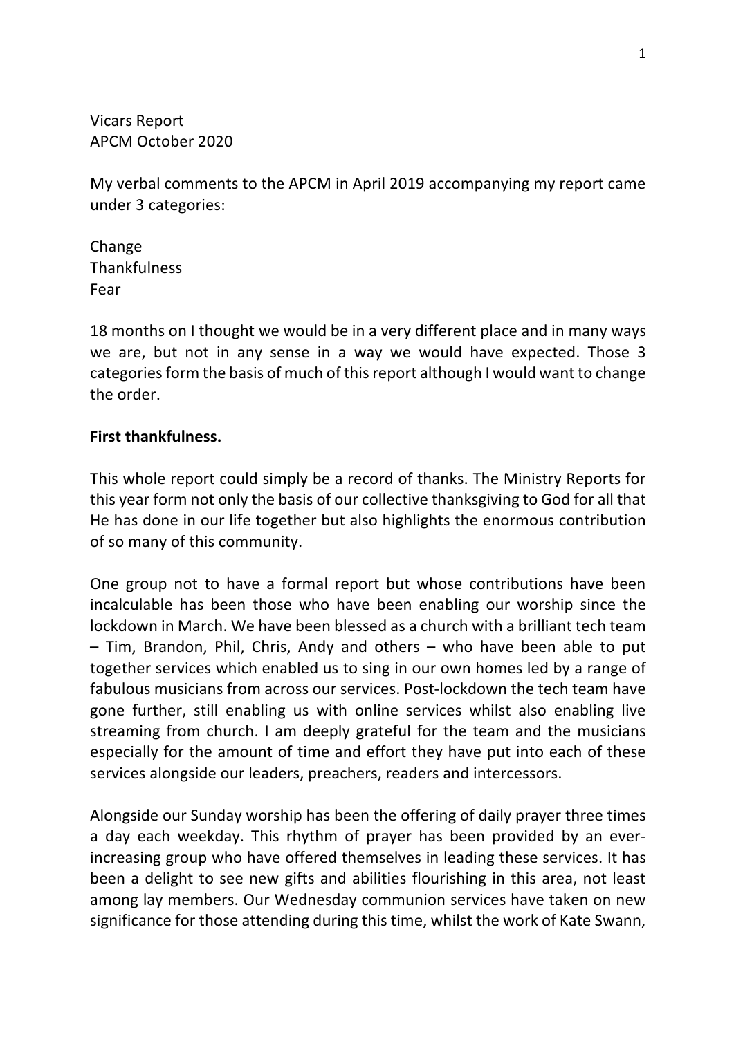Vicars Report
APCM October 2020

My verbal comments to the APCM in April 2019 accompanying my report came under 3 categories:

Change
Thankfulness
Fear

18 months on I thought we would be in a very different place and in many ways we are, but not in any sense in a way we would have expected. Those 3 categories form the basis of much of this report although I would want to change the order.

**First thankfulness.**

This whole report could simply be a record of thanks. The Ministry Reports for this year form not only the basis of our collective thanksgiving to God for all that He has done in our life together but also highlights the enormous contribution of so many of this community.

One group not to have a formal report but whose contributions have been incalculable has been those who have been enabling our worship since the lockdown in March. We have been blessed as a church with a brilliant tech team – Tim, Brandon, Phil, Chris, Andy and others – who have been able to put together services which enabled us to sing in our own homes led by a range of fabulous musicians from across our services. Post-lockdown the tech team have gone further, still enabling us with online services whilst also enabling live streaming from church. I am deeply grateful for the team and the musicians especially for the amount of time and effort they have put into each of these services alongside our leaders, preachers, readers and intercessors.

Alongside our Sunday worship has been the offering of daily prayer three times a day each weekday. This rhythm of prayer has been provided by an ever-increasing group who have offered themselves in leading these services. It has been a delight to see new gifts and abilities flourishing in this area, not least among lay members. Our Wednesday communion services have taken on new significance for those attending during this time, whilst the work of Kate Swann,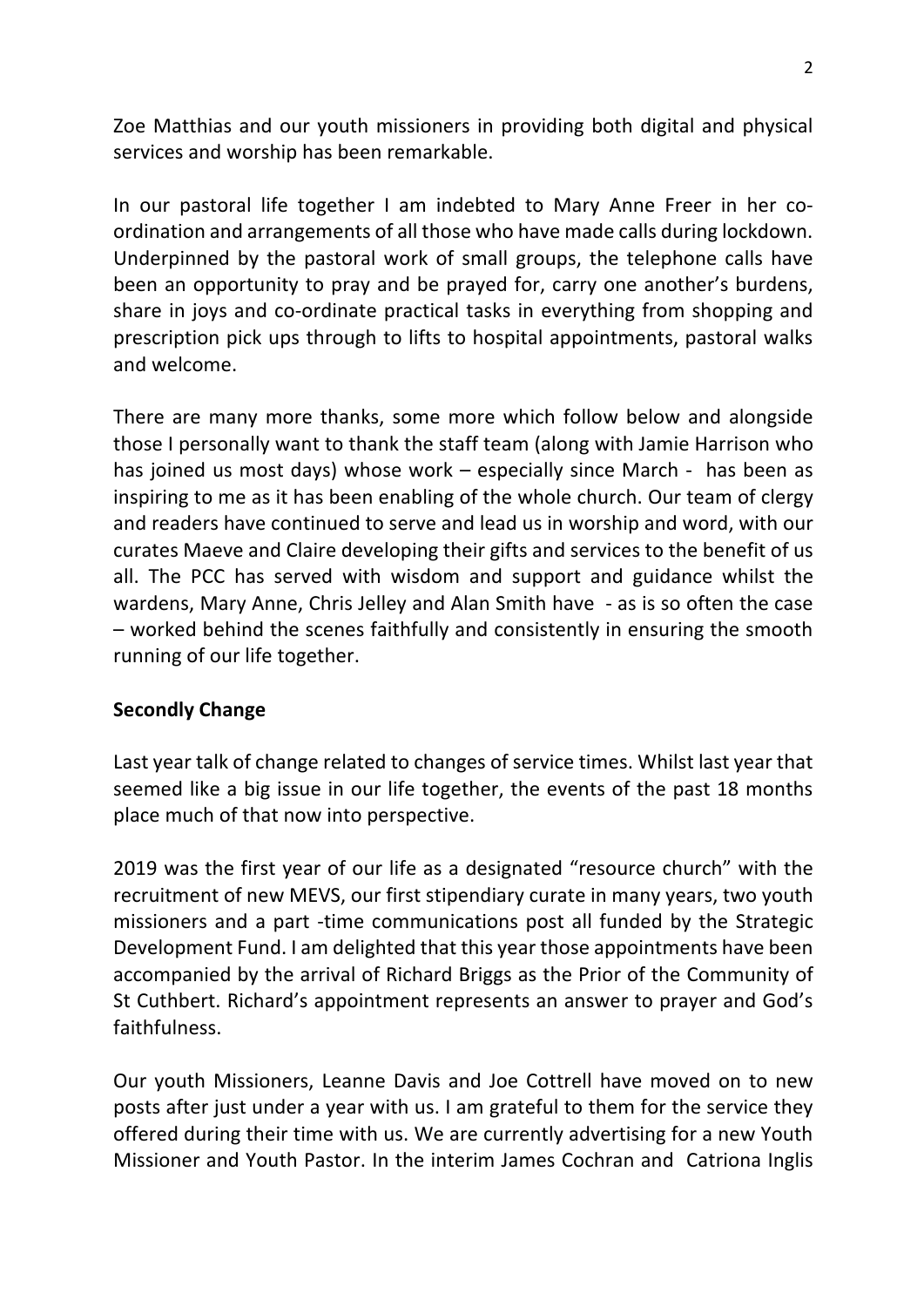Zoe Matthias and our youth missioners in providing both digital and physical services and worship has been remarkable.

In our pastoral life together I am indebted to Mary Anne Freer in her co-ordination and arrangements of all those who have made calls during lockdown. Underpinned by the pastoral work of small groups, the telephone calls have been an opportunity to pray and be prayed for, carry one another's burdens, share in joys and co-ordinate practical tasks in everything from shopping and prescription pick ups through to lifts to hospital appointments, pastoral walks and welcome.

There are many more thanks, some more which follow below and alongside those I personally want to thank the staff team (along with Jamie Harrison who has joined us most days) whose work – especially since March - has been as inspiring to me as it has been enabling of the whole church. Our team of clergy and readers have continued to serve and lead us in worship and word, with our curates Maeve and Claire developing their gifts and services to the benefit of us all. The PCC has served with wisdom and support and guidance whilst the wardens, Mary Anne, Chris Jelley and Alan Smith have - as is so often the case – worked behind the scenes faithfully and consistently in ensuring the smooth running of our life together.

**Secondly Change**

Last year talk of change related to changes of service times. Whilst last year that seemed like a big issue in our life together, the events of the past 18 months place much of that now into perspective.

2019 was the first year of our life as a designated "resource church" with the recruitment of new MEVS, our first stipendiary curate in many years, two youth missioners and a part -time communications post all funded by the Strategic Development Fund. I am delighted that this year those appointments have been accompanied by the arrival of Richard Briggs as the Prior of the Community of St Cuthbert. Richard's appointment represents an answer to prayer and God's faithfulness.

Our youth Missioners, Leanne Davis and Joe Cottrell have moved on to new posts after just under a year with us. I am grateful to them for the service they offered during their time with us. We are currently advertising for a new Youth Missioner and Youth Pastor. In the interim James Cochran and Catriona Inglis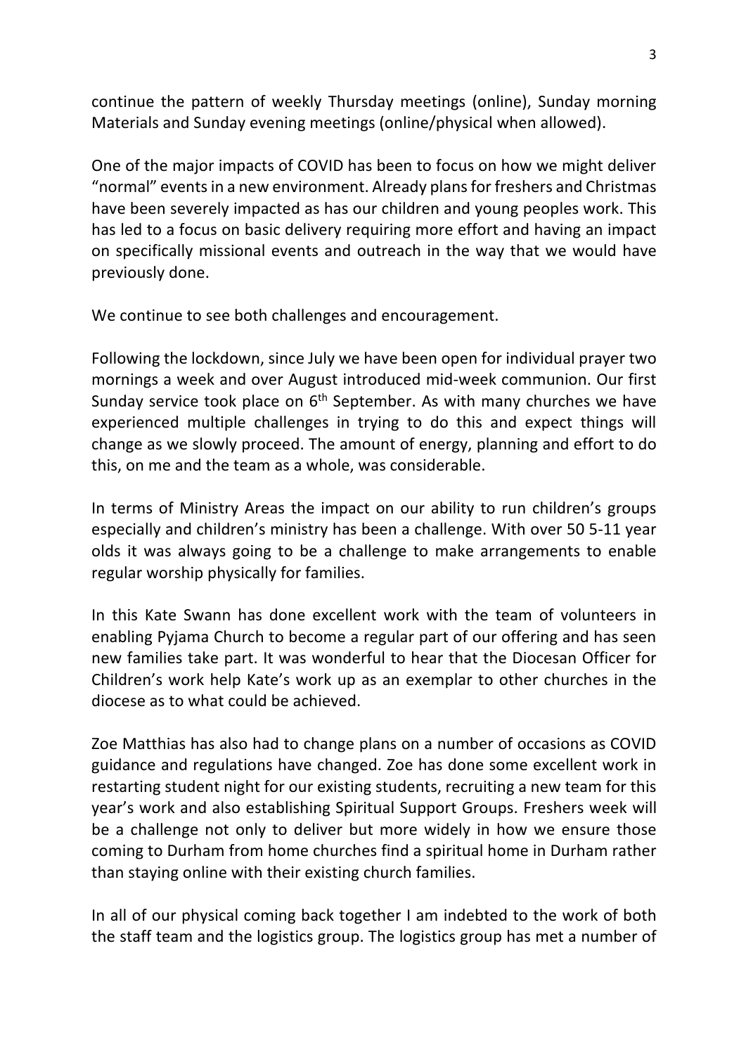continue the pattern of weekly Thursday meetings (online), Sunday morning Materials and Sunday evening meetings (online/physical when allowed).

One of the major impacts of COVID has been to focus on how we might deliver "normal" events in a new environment. Already plans for freshers and Christmas have been severely impacted as has our children and young peoples work. This has led to a focus on basic delivery requiring more effort and having an impact on specifically missional events and outreach in the way that we would have previously done.

We continue to see both challenges and encouragement.

Following the lockdown, since July we have been open for individual prayer two mornings a week and over August introduced mid-week communion. Our first Sunday service took place on 6th September. As with many churches we have experienced multiple challenges in trying to do this and expect things will change as we slowly proceed. The amount of energy, planning and effort to do this, on me and the team as a whole, was considerable.

In terms of Ministry Areas the impact on our ability to run children's groups especially and children's ministry has been a challenge. With over 50 5-11 year olds it was always going to be a challenge to make arrangements to enable regular worship physically for families.

In this Kate Swann has done excellent work with the team of volunteers in enabling Pyjama Church to become a regular part of our offering and has seen new families take part. It was wonderful to hear that the Diocesan Officer for Children's work help Kate's work up as an exemplar to other churches in the diocese as to what could be achieved.

Zoe Matthias has also had to change plans on a number of occasions as COVID guidance and regulations have changed. Zoe has done some excellent work in restarting student night for our existing students, recruiting a new team for this year's work and also establishing Spiritual Support Groups. Freshers week will be a challenge not only to deliver but more widely in how we ensure those coming to Durham from home churches find a spiritual home in Durham rather than staying online with their existing church families.

In all of our physical coming back together I am indebted to the work of both the staff team and the logistics group. The logistics group has met a number of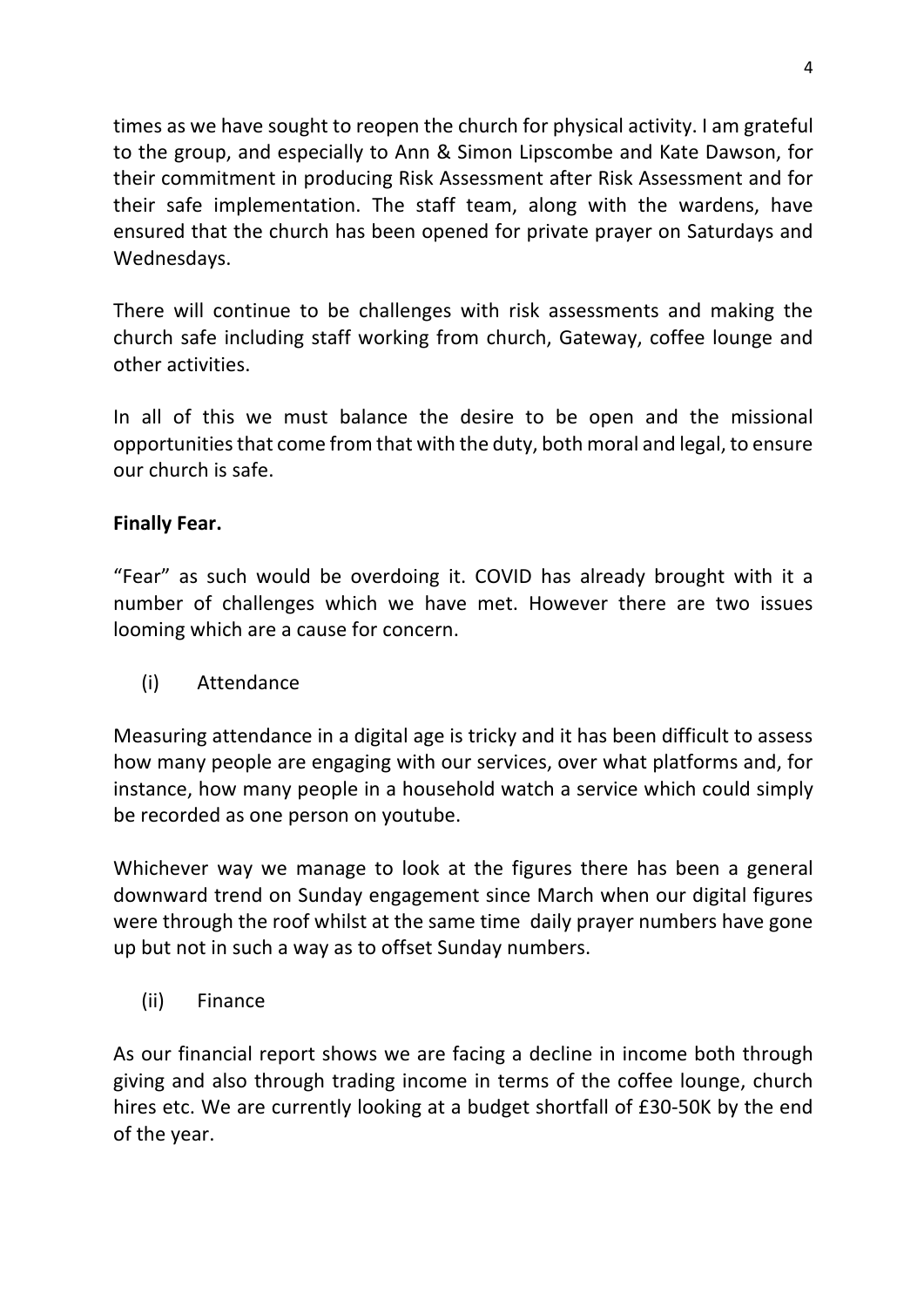times as we have sought to reopen the church for physical activity. I am grateful to the group, and especially to Ann & Simon Lipscombe and Kate Dawson, for their commitment in producing Risk Assessment after Risk Assessment and for their safe implementation. The staff team, along with the wardens, have ensured that the church has been opened for private prayer on Saturdays and Wednesdays.

There will continue to be challenges with risk assessments and making the church safe including staff working from church, Gateway, coffee lounge and other activities.

In all of this we must balance the desire to be open and the missional opportunities that come from that with the duty, both moral and legal, to ensure our church is safe.

**Finally Fear.**

"Fear" as such would be overdoing it. COVID has already brought with it a number of challenges which we have met. However there are two issues looming which are a cause for concern.

(i) Attendance

Measuring attendance in a digital age is tricky and it has been difficult to assess how many people are engaging with our services, over what platforms and, for instance, how many people in a household watch a service which could simply be recorded as one person on youtube.

Whichever way we manage to look at the figures there has been a general downward trend on Sunday engagement since March when our digital figures were through the roof whilst at the same time daily prayer numbers have gone up but not in such a way as to offset Sunday numbers.

(ii) Finance

As our financial report shows we are facing a decline in income both through giving and also through trading income in terms of the coffee lounge, church hires etc. We are currently looking at a budget shortfall of £30-50K by the end of the year.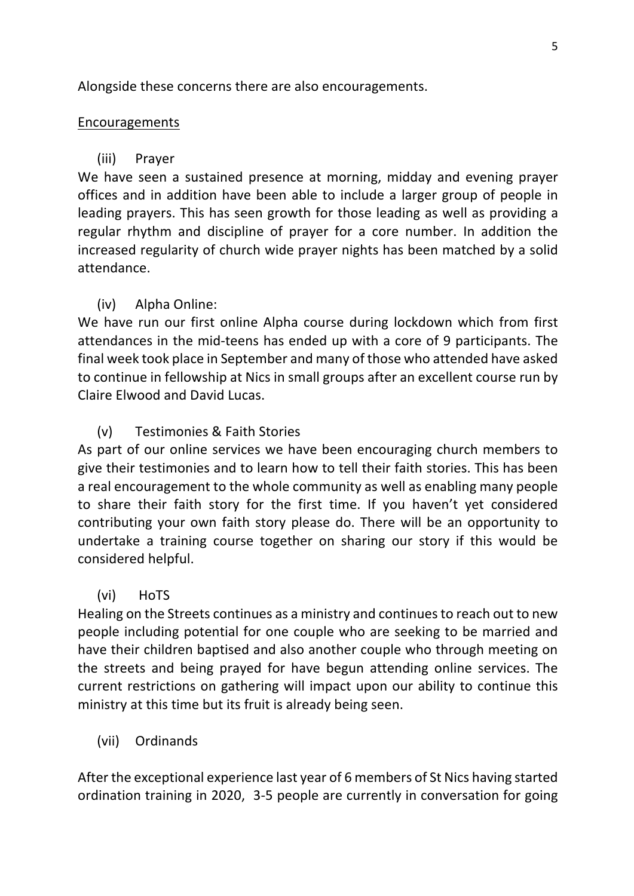Alongside these concerns there are also encouragements.

<u>Encouragements</u>

(iii) Prayer

We have seen a sustained presence at morning, midday and evening prayer offices and in addition have been able to include a larger group of people in leading prayers. This has seen growth for those leading as well as providing a regular rhythm and discipline of prayer for a core number. In addition the increased regularity of church wide prayer nights has been matched by a solid attendance.

(iv) Alpha Online:

We have run our first online Alpha course during lockdown which from first attendances in the mid-teens has ended up with a core of 9 participants. The final week took place in September and many of those who attended have asked to continue in fellowship at Nics in small groups after an excellent course run by Claire Elwood and David Lucas.

(v) Testimonies & Faith Stories

As part of our online services we have been encouraging church members to give their testimonies and to learn how to tell their faith stories. This has been a real encouragement to the whole community as well as enabling many people to share their faith story for the first time. If you haven't yet considered contributing your own faith story please do. There will be an opportunity to undertake a training course together on sharing our story if this would be considered helpful.

(vi) HoTS

Healing on the Streets continues as a ministry and continues to reach out to new people including potential for one couple who are seeking to be married and have their children baptised and also another couple who through meeting on the streets and being prayed for have begun attending online services. The current restrictions on gathering will impact upon our ability to continue this ministry at this time but its fruit is already being seen.

(vii) Ordinands

After the exceptional experience last year of 6 members of St Nics having started ordination training in 2020, 3-5 people are currently in conversation for going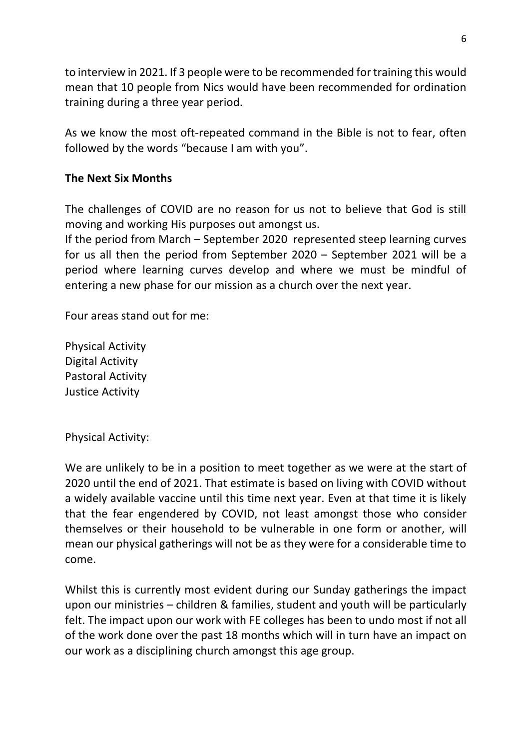to interview in 2021. If 3 people were to be recommended for training this would mean that 10 people from Nics would have been recommended for ordination training during a three year period.

As we know the most oft-repeated command in the Bible is not to fear, often followed by the words "because I am with you".

**The Next Six Months**

The challenges of COVID are no reason for us not to believe that God is still moving and working His purposes out amongst us.
If the period from March – September 2020 represented steep learning curves for us all then the period from September 2020 – September 2021 will be a period where learning curves develop and where we must be mindful of entering a new phase for our mission as a church over the next year.

Four areas stand out for me:

Physical Activity
Digital Activity
Pastoral Activity
Justice Activity

Physical Activity:

We are unlikely to be in a position to meet together as we were at the start of 2020 until the end of 2021. That estimate is based on living with COVID without a widely available vaccine until this time next year. Even at that time it is likely that the fear engendered by COVID, not least amongst those who consider themselves or their household to be vulnerable in one form or another, will mean our physical gatherings will not be as they were for a considerable time to come.

Whilst this is currently most evident during our Sunday gatherings the impact upon our ministries – children & families, student and youth will be particularly felt. The impact upon our work with FE colleges has been to undo most if not all of the work done over the past 18 months which will in turn have an impact on our work as a disciplining church amongst this age group.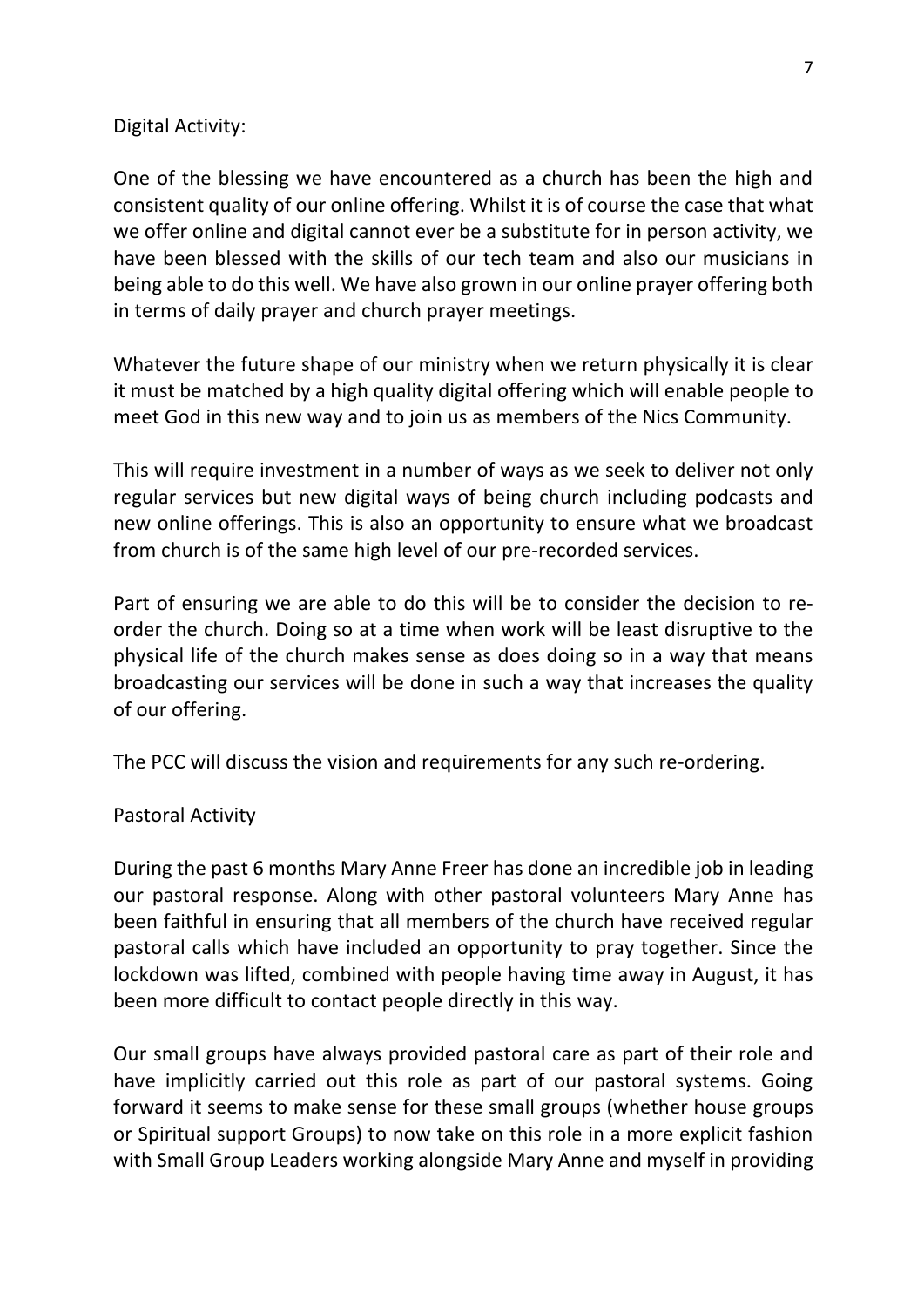Digital Activity:

One of the blessing we have encountered as a church has been the high and consistent quality of our online offering. Whilst it is of course the case that what we offer online and digital cannot ever be a substitute for in person activity, we have been blessed with the skills of our tech team and also our musicians in being able to do this well. We have also grown in our online prayer offering both in terms of daily prayer and church prayer meetings.

Whatever the future shape of our ministry when we return physically it is clear it must be matched by a high quality digital offering which will enable people to meet God in this new way and to join us as members of the Nics Community.

This will require investment in a number of ways as we seek to deliver not only regular services but new digital ways of being church including podcasts and new online offerings. This is also an opportunity to ensure what we broadcast from church is of the same high level of our pre-recorded services.

Part of ensuring we are able to do this will be to consider the decision to re-order the church. Doing so at a time when work will be least disruptive to the physical life of the church makes sense as does doing so in a way that means broadcasting our services will be done in such a way that increases the quality of our offering.

The PCC will discuss the vision and requirements for any such re-ordering.

Pastoral Activity

During the past 6 months Mary Anne Freer has done an incredible job in leading our pastoral response. Along with other pastoral volunteers Mary Anne has been faithful in ensuring that all members of the church have received regular pastoral calls which have included an opportunity to pray together. Since the lockdown was lifted, combined with people having time away in August, it has been more difficult to contact people directly in this way.

Our small groups have always provided pastoral care as part of their role and have implicitly carried out this role as part of our pastoral systems. Going forward it seems to make sense for these small groups (whether house groups or Spiritual support Groups) to now take on this role in a more explicit fashion with Small Group Leaders working alongside Mary Anne and myself in providing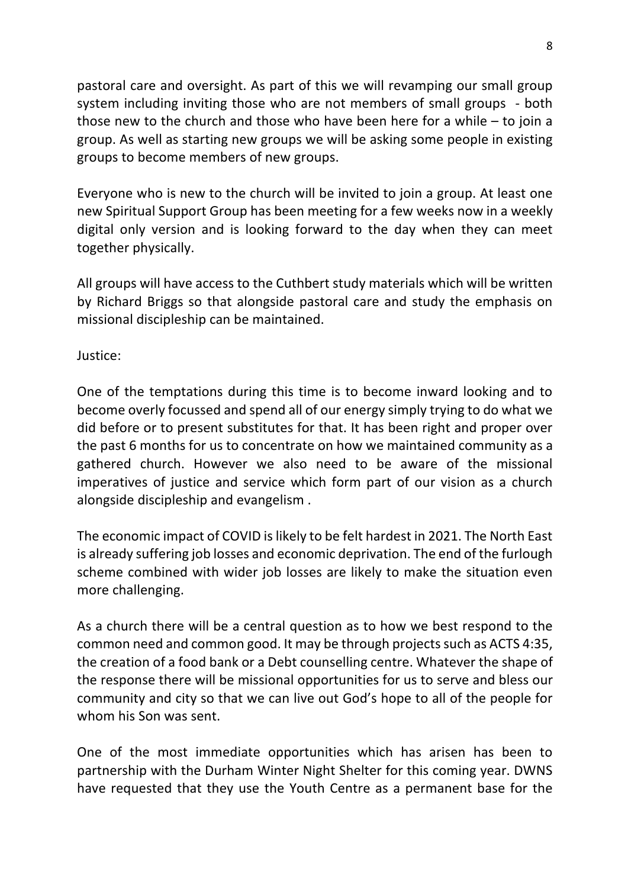pastoral care and oversight. As part of this we will revamping our small group system including inviting those who are not members of small groups - both those new to the church and those who have been here for a while – to join a group. As well as starting new groups we will be asking some people in existing groups to become members of new groups.

Everyone who is new to the church will be invited to join a group. At least one new Spiritual Support Group has been meeting for a few weeks now in a weekly digital only version and is looking forward to the day when they can meet together physically.

All groups will have access to the Cuthbert study materials which will be written by Richard Briggs so that alongside pastoral care and study the emphasis on missional discipleship can be maintained.

Justice:

One of the temptations during this time is to become inward looking and to become overly focussed and spend all of our energy simply trying to do what we did before or to present substitutes for that. It has been right and proper over the past 6 months for us to concentrate on how we maintained community as a gathered church. However we also need to be aware of the missional imperatives of justice and service which form part of our vision as a church alongside discipleship and evangelism .

The economic impact of COVID is likely to be felt hardest in 2021. The North East is already suffering job losses and economic deprivation. The end of the furlough scheme combined with wider job losses are likely to make the situation even more challenging.

As a church there will be a central question as to how we best respond to the common need and common good. It may be through projects such as ACTS 4:35, the creation of a food bank or a Debt counselling centre. Whatever the shape of the response there will be missional opportunities for us to serve and bless our community and city so that we can live out God's hope to all of the people for whom his Son was sent.

One of the most immediate opportunities which has arisen has been to partnership with the Durham Winter Night Shelter for this coming year. DWNS have requested that they use the Youth Centre as a permanent base for the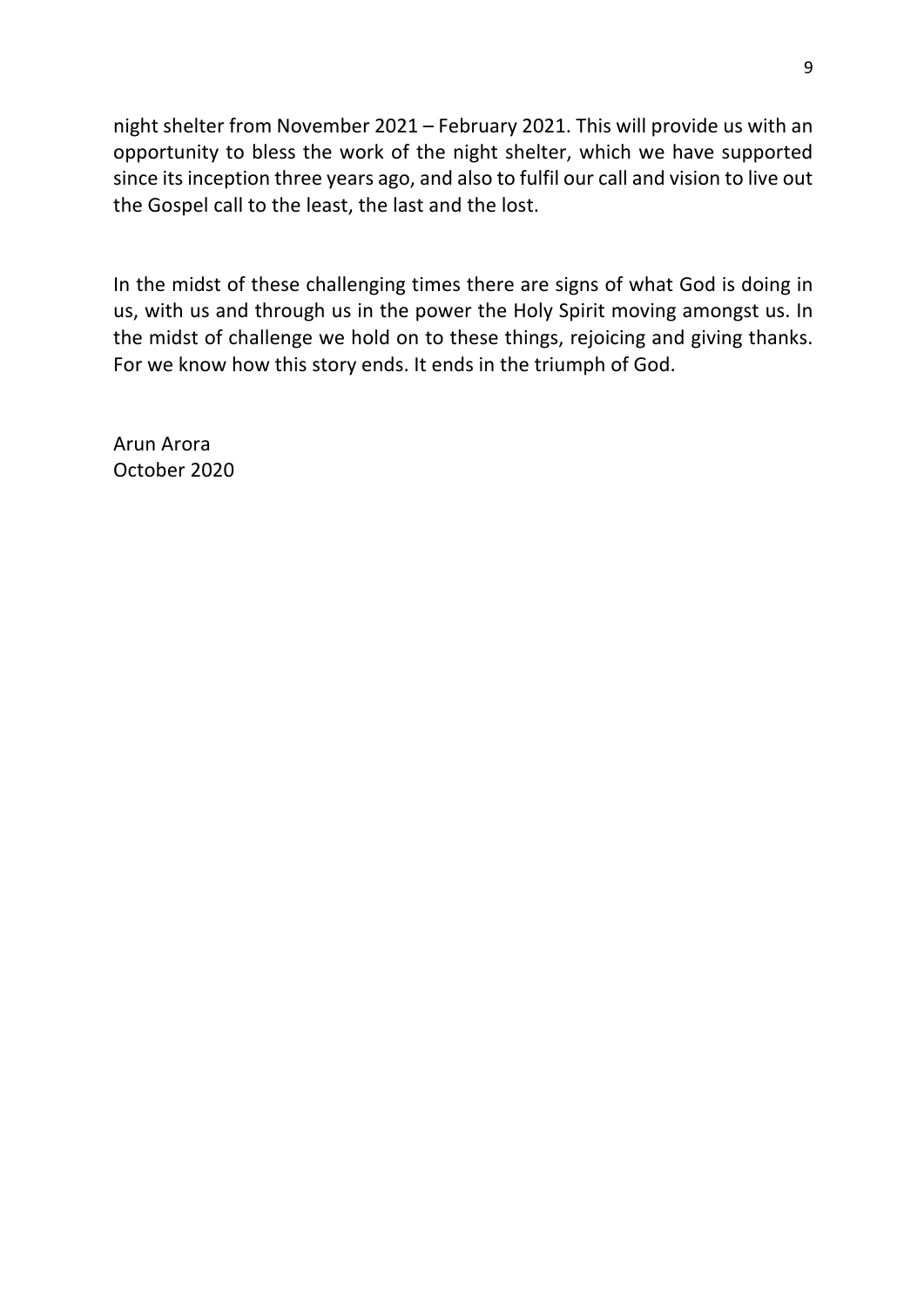night shelter from November 2021 – February 2021. This will provide us with an opportunity to bless the work of the night shelter, which we have supported since its inception three years ago, and also to fulfil our call and vision to live out the Gospel call to the least, the last and the lost.

In the midst of these challenging times there are signs of what God is doing in us, with us and through us in the power the Holy Spirit moving amongst us. In the midst of challenge we hold on to these things, rejoicing and giving thanks. For we know how this story ends. It ends in the triumph of God.

Arun Arora
October 2020